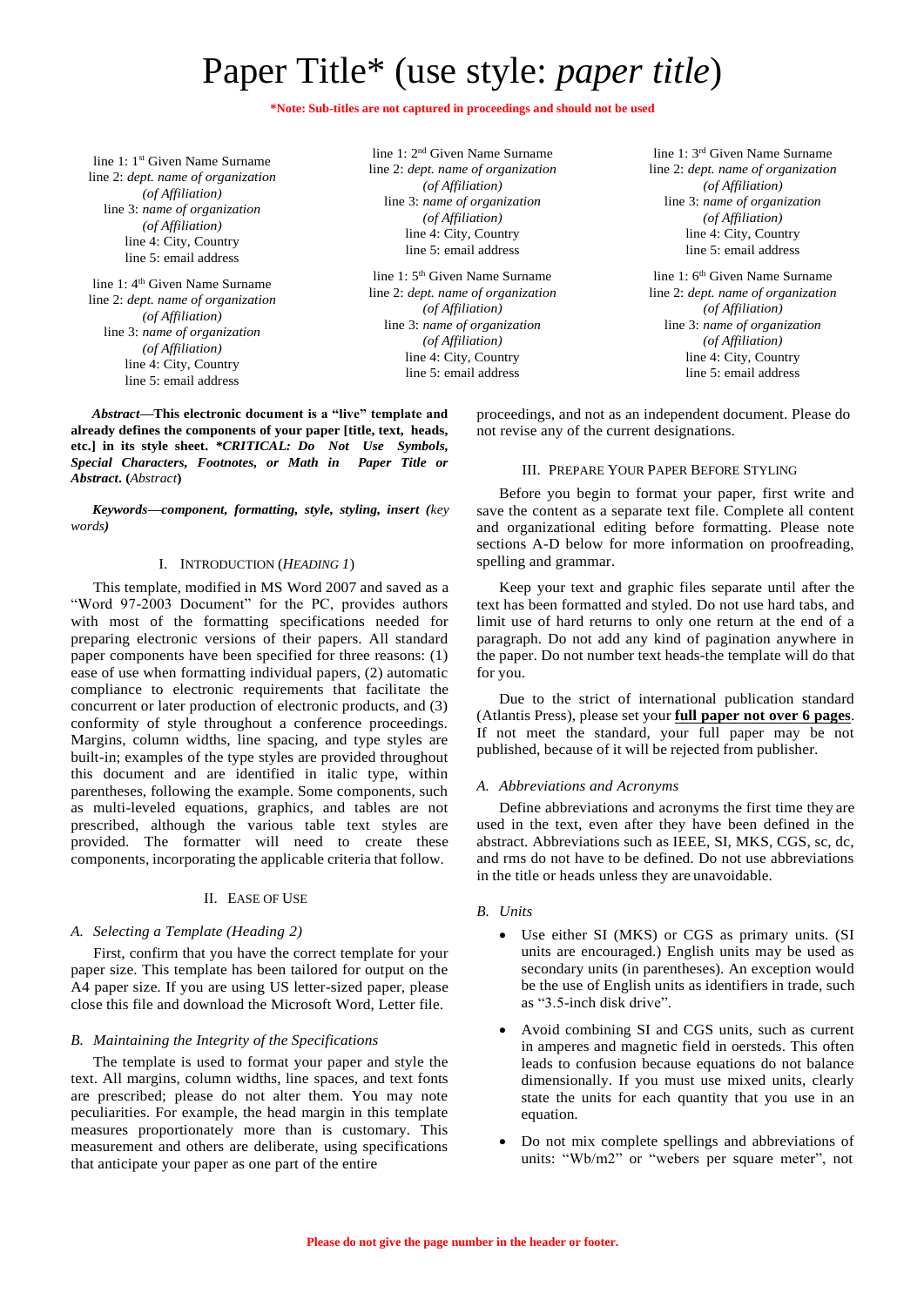# Paper Title* (use style: *paper title*)

**\*Note: Sub-titles are not captured in proceedings and should not be used**

line 1: 1st Given Name Surname
line 2: *dept. name of organization (of Affiliation)*
line 3: *name of organization (of Affiliation)*
line 4: City, Country
line 5: email address

line 1: 2nd Given Name Surname
line 2: *dept. name of organization (of Affiliation)*
line 3: *name of organization (of Affiliation)*
line 4: City, Country
line 5: email address

line 1: 3rd Given Name Surname
line 2: *dept. name of organization (of Affiliation)*
line 3: *name of organization (of Affiliation)*
line 4: City, Country
line 5: email address

line 1: 4th Given Name Surname
line 2: *dept. name of organization (of Affiliation)*
line 3: *name of organization (of Affiliation)*
line 4: City, Country
line 5: email address

line 1: 5th Given Name Surname
line 2: *dept. name of organization (of Affiliation)*
line 3: *name of organization (of Affiliation)*
line 4: City, Country
line 5: email address

line 1: 6th Given Name Surname
line 2: *dept. name of organization (of Affiliation)*
line 3: *name of organization (of Affiliation)*
line 4: City, Country
line 5: email address

***Abstract*—This electronic document is a "live" template and already defines the components of your paper [title, text, heads, etc.] in its style sheet. *\*CRITICAL: Do Not Use Symbols, Special Characters, Footnotes, or Math in Paper Title or Abstract*. (*Abstract*)**

***Keywords*—*component, formatting, style, styling, insert* (*key words*)**

## I. Introduction (*Heading 1*)

This template, modified in MS Word 2007 and saved as a "Word 97-2003 Document" for the PC, provides authors with most of the formatting specifications needed for preparing electronic versions of their papers. All standard paper components have been specified for three reasons: (1) ease of use when formatting individual papers, (2) automatic compliance to electronic requirements that facilitate the concurrent or later production of electronic products, and (3) conformity of style throughout a conference proceedings. Margins, column widths, line spacing, and type styles are built-in; examples of the type styles are provided throughout this document and are identified in italic type, within parentheses, following the example. Some components, such as multi-leveled equations, graphics, and tables are not prescribed, although the various table text styles are provided. The formatter will need to create these components, incorporating the applicable criteria that follow.

## II. Ease of Use

### *A. Selecting a Template (Heading 2)*

First, confirm that you have the correct template for your paper size. This template has been tailored for output on the A4 paper size. If you are using US letter-sized paper, please close this file and download the Microsoft Word, Letter file.

### *B. Maintaining the Integrity of the Specifications*

The template is used to format your paper and style the text. All margins, column widths, line spaces, and text fonts are prescribed; please do not alter them. You may note peculiarities. For example, the head margin in this template measures proportionately more than is customary. This measurement and others are deliberate, using specifications that anticipate your paper as one part of the entire proceedings, and not as an independent document. Please do not revise any of the current designations.

## III. Prepare Your Paper Before Styling

Before you begin to format your paper, first write and save the content as a separate text file. Complete all content and organizational editing before formatting. Please note sections A-D below for more information on proofreading, spelling and grammar.

Keep your text and graphic files separate until after the text has been formatted and styled. Do not use hard tabs, and limit use of hard returns to only one return at the end of a paragraph. Do not add any kind of pagination anywhere in the paper. Do not number text heads-the template will do that for you.

Due to the strict of international publication standard (Atlantis Press), please set your **full paper not over 6 pages**. If not meet the standard, your full paper may be not published, because of it will be rejected from publisher.

### *A. Abbreviations and Acronyms*

Define abbreviations and acronyms the first time they are used in the text, even after they have been defined in the abstract. Abbreviations such as IEEE, SI, MKS, CGS, sc, dc, and rms do not have to be defined. Do not use abbreviations in the title or heads unless they are unavoidable.

### *B. Units*

- Use either SI (MKS) or CGS as primary units. (SI units are encouraged.) English units may be used as secondary units (in parentheses). An exception would be the use of English units as identifiers in trade, such as "3.5-inch disk drive".
- Avoid combining SI and CGS units, such as current in amperes and magnetic field in oersteds. This often leads to confusion because equations do not balance dimensionally. If you must use mixed units, clearly state the units for each quantity that you use in an equation.
- Do not mix complete spellings and abbreviations of units: "Wb/m2" or "webers per square meter", not

**Please do not give the page number in the header or footer.**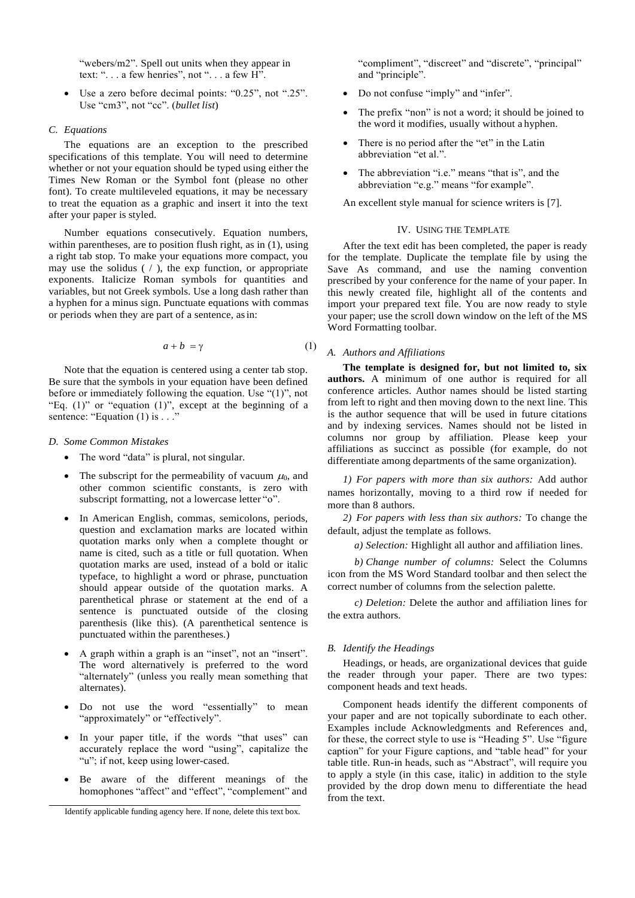"webers/m2". Spell out units when they appear in text: ". . . a few henries", not ". . . a few H".

- Use a zero before decimal points: "0.25", not ".25". Use "cm3", not "cc". (*bullet list*)

### *C. Equations*

The equations are an exception to the prescribed specifications of this template. You will need to determine whether or not your equation should be typed using either the Times New Roman or the Symbol font (please no other font). To create multileveled equations, it may be necessary to treat the equation as a graphic and insert it into the text after your paper is styled.

Number equations consecutively. Equation numbers, within parentheses, are to position flush right, as in (1), using a right tab stop. To make your equations more compact, you may use the solidus ( / ), the exp function, or appropriate exponents. Italicize Roman symbols for quantities and variables, but not Greek symbols. Use a long dash rather than a hyphen for a minus sign. Punctuate equations with commas or periods when they are part of a sentence, as in:

$$a + b = \gamma \tag{1}$$

Note that the equation is centered using a center tab stop. Be sure that the symbols in your equation have been defined before or immediately following the equation. Use "(1)", not "Eq. (1)" or "equation (1)", except at the beginning of a sentence: "Equation (1) is . . ."

### *D. Some Common Mistakes*

- The word "data" is plural, not singular.
- The subscript for the permeability of vacuum $\mu_0$, and other common scientific constants, is zero with subscript formatting, not a lowercase letter "o".
- In American English, commas, semicolons, periods, question and exclamation marks are located within quotation marks only when a complete thought or name is cited, such as a title or full quotation. When quotation marks are used, instead of a bold or italic typeface, to highlight a word or phrase, punctuation should appear outside of the quotation marks. A parenthetical phrase or statement at the end of a sentence is punctuated outside of the closing parenthesis (like this). (A parenthetical sentence is punctuated within the parentheses.)
- A graph within a graph is an "inset", not an "insert". The word alternatively is preferred to the word "alternately" (unless you really mean something that alternates).
- Do not use the word "essentially" to mean "approximately" or "effectively".
- In your paper title, if the words "that uses" can accurately replace the word "using", capitalize the "u"; if not, keep using lower-cased.
- Be aware of the different meanings of the homophones "affect" and "effect", "complement" and "compliment", "discreet" and "discrete", "principal" and "principle".
- Do not confuse "imply" and "infer".
- The prefix "non" is not a word; it should be joined to the word it modifies, usually without a hyphen.
- There is no period after the "et" in the Latin abbreviation "et al.".
- The abbreviation "i.e." means "that is", and the abbreviation "e.g." means "for example".

An excellent style manual for science writers is [7].

## IV. Using the Template

After the text edit has been completed, the paper is ready for the template. Duplicate the template file by using the Save As command, and use the naming convention prescribed by your conference for the name of your paper. In this newly created file, highlight all of the contents and import your prepared text file. You are now ready to style your paper; use the scroll down window on the left of the MS Word Formatting toolbar.

### *A. Authors and Affiliations*

**The template is designed for, but not limited to, six authors.** A minimum of one author is required for all conference articles. Author names should be listed starting from left to right and then moving down to the next line. This is the author sequence that will be used in future citations and by indexing services. Names should not be listed in columns nor group by affiliation. Please keep your affiliations as succinct as possible (for example, do not differentiate among departments of the same organization).

*1) For papers with more than six authors:* Add author names horizontally, moving to a third row if needed for more than 8 authors.

*2) For papers with less than six authors:* To change the default, adjust the template as follows.

*a) Selection:* Highlight all author and affiliation lines.

*b) Change number of columns:* Select the Columns icon from the MS Word Standard toolbar and then select the correct number of columns from the selection palette.

*c) Deletion:* Delete the author and affiliation lines for the extra authors.

### *B. Identify the Headings*

Headings, or heads, are organizational devices that guide the reader through your paper. There are two types: component heads and text heads.

Component heads identify the different components of your paper and are not topically subordinate to each other. Examples include Acknowledgments and References and, for these, the correct style to use is "Heading 5". Use "figure caption" for your Figure captions, and "table head" for your table title. Run-in heads, such as "Abstract", will require you to apply a style (in this case, italic) in addition to the style provided by the drop down menu to differentiate the head from the text.

Identify applicable funding agency here. If none, delete this text box.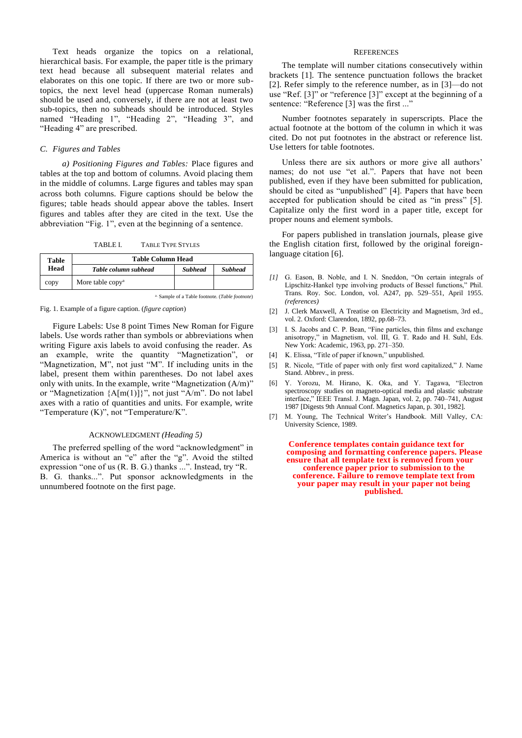Text heads organize the topics on a relational, hierarchical basis. For example, the paper title is the primary text head because all subsequent material relates and elaborates on this one topic. If there are two or more sub-topics, the next level head (uppercase Roman numerals) should be used and, conversely, if there are not at least two sub-topics, then no subheads should be introduced. Styles named "Heading 1", "Heading 2", "Heading 3", and "Heading 4" are prescribed.

### C. *Figures and Tables*

*a) Positioning Figures and Tables:* Place figures and tables at the top and bottom of columns. Avoid placing them in the middle of columns. Large figures and tables may span across both columns. Figure captions should be below the figures; table heads should appear above the tables. Insert figures and tables after they are cited in the text. Use the abbreviation "Fig. 1", even at the beginning of a sentence.

TABLE I. TABLE TYPE STYLES

| **Table Head** | **Table Column Head** | | |
|---|---|---|---|
| | ***Table column subhead*** | ***Subhead*** | ***Subhead*** |
| copy | More table copy[a] | | |

a. Sample of a Table footnote. (*Table footnote*)

Fig. 1. Example of a figure caption. (*figure caption*)

Figure Labels: Use 8 point Times New Roman for Figure labels. Use words rather than symbols or abbreviations when writing Figure axis labels to avoid confusing the reader. As an example, write the quantity "Magnetization", or "Magnetization, M", not just "M". If including units in the label, present them within parentheses. Do not label axes only with units. In the example, write "Magnetization (A/m)" or "Magnetization {A[m(1)]}", not just "A/m". Do not label axes with a ratio of quantities and units. For example, write "Temperature (K)", not "Temperature/K".

## ACKNOWLEDGMENT *(Heading 5)*

The preferred spelling of the word "acknowledgment" in America is without an "e" after the "g". Avoid the stilted expression "one of us (R. B. G.) thanks ...". Instead, try "R. B. G. thanks...". Put sponsor acknowledgments in the unnumbered footnote on the first page.

## REFERENCES

The template will number citations consecutively within brackets [1]. The sentence punctuation follows the bracket [2]. Refer simply to the reference number, as in [3]—do not use "Ref. [3]" or "reference [3]" except at the beginning of a sentence: "Reference [3] was the first ..."

Number footnotes separately in superscripts. Place the actual footnote at the bottom of the column in which it was cited. Do not put footnotes in the abstract or reference list. Use letters for table footnotes.

Unless there are six authors or more give all authors' names; do not use "et al.". Papers that have not been published, even if they have been submitted for publication, should be cited as "unpublished" [4]. Papers that have been accepted for publication should be cited as "in press" [5]. Capitalize only the first word in a paper title, except for proper nouns and element symbols.

For papers published in translation journals, please give the English citation first, followed by the original foreign-language citation [6].

*[1]* G. Eason, B. Noble, and I. N. Sneddon, "On certain integrals of Lipschitz-Hankel type involving products of Bessel functions," Phil. Trans. Roy. Soc. London, vol. A247, pp. 529–551, April 1955. *(references)*

[2] J. Clerk Maxwell, A Treatise on Electricity and Magnetism, 3rd ed., vol. 2. Oxford: Clarendon, 1892, pp.68–73.

[3] I. S. Jacobs and C. P. Bean, "Fine particles, thin films and exchange anisotropy," in Magnetism, vol. III, G. T. Rado and H. Suhl, Eds. New York: Academic, 1963, pp. 271–350.

[4] K. Elissa, "Title of paper if known," unpublished.

[5] R. Nicole, "Title of paper with only first word capitalized," J. Name Stand. Abbrev., in press.

[6] Y. Yorozu, M. Hirano, K. Oka, and Y. Tagawa, "Electron spectroscopy studies on magneto-optical media and plastic substrate interface," IEEE Transl. J. Magn. Japan, vol. 2, pp. 740–741, August 1987 [Digests 9th Annual Conf. Magnetics Japan, p. 301, 1982].

[7] M. Young, The Technical Writer's Handbook. Mill Valley, CA: University Science, 1989.

**Conference templates contain guidance text for composing and formatting conference papers. Please ensure that all template text is removed from your conference paper prior to submission to the conference. Failure to remove template text from your paper may result in your paper not being published.**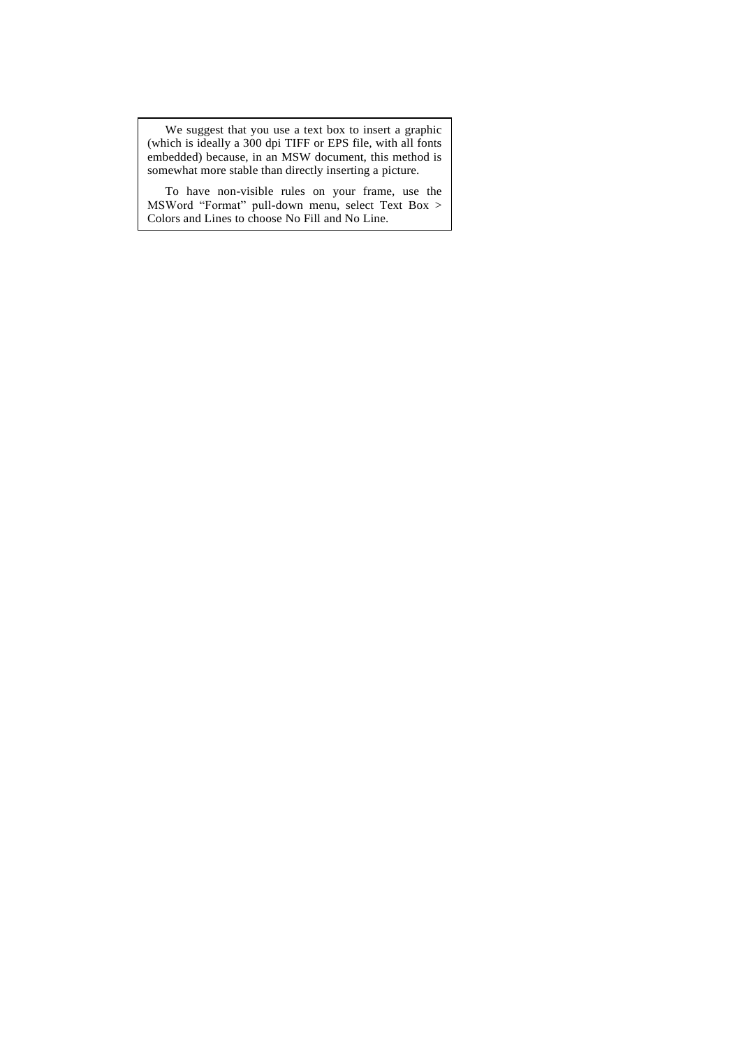We suggest that you use a text box to insert a graphic (which is ideally a 300 dpi TIFF or EPS file, with all fonts embedded) because, in an MSW document, this method is somewhat more stable than directly inserting a picture.

To have non-visible rules on your frame, use the MSWord “Format” pull-down menu, select Text Box > Colors and Lines to choose No Fill and No Line.